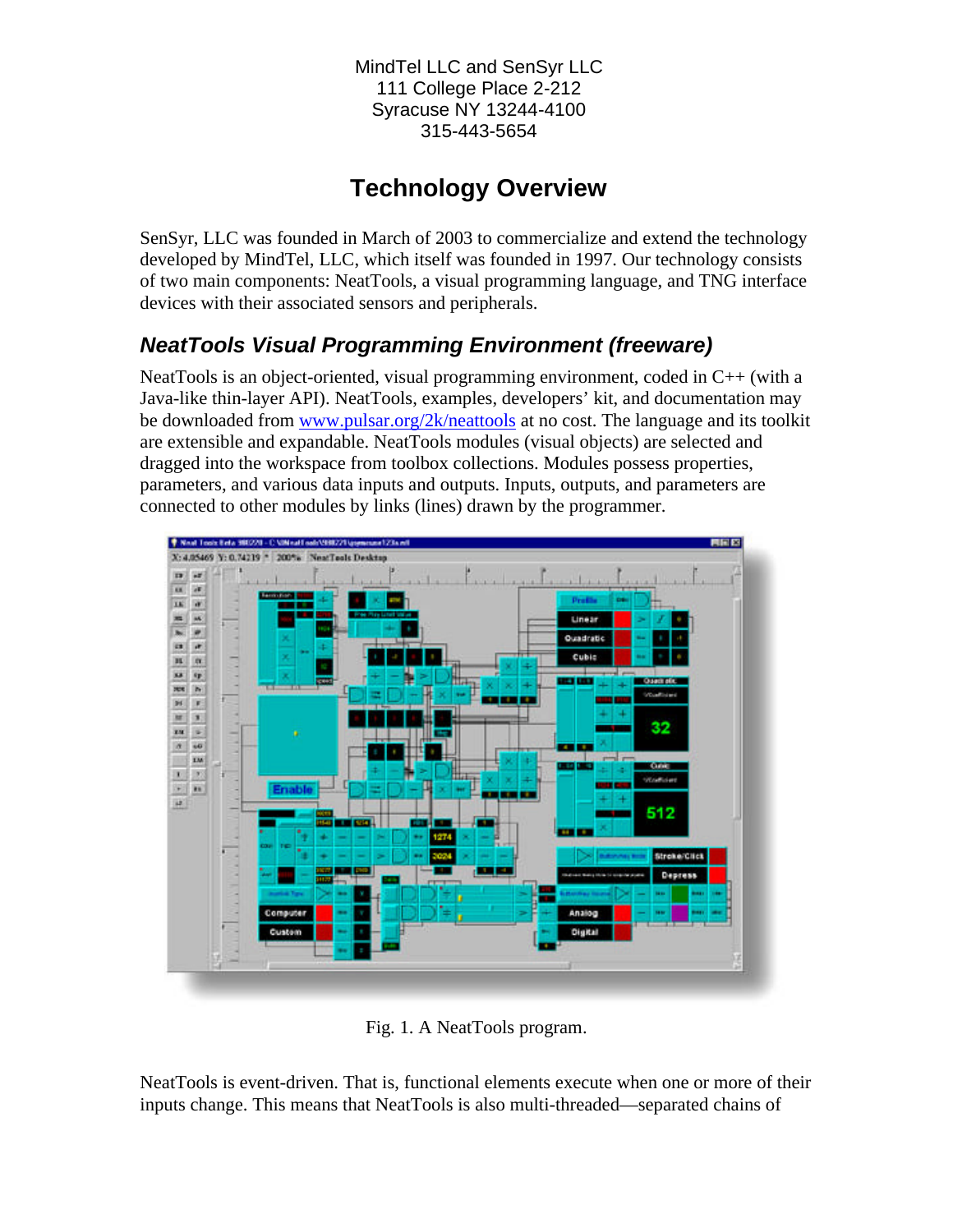MindTel LLC and SenSyr LLC
111 College Place 2-212
Syracuse NY 13244-4100
315-443-5654

# Technology Overview

SenSyr, LLC was founded in March of 2003 to commercialize and extend the technology developed by MindTel, LLC, which itself was founded in 1997. Our technology consists of two main components: NeatTools, a visual programming language, and TNG interface devices with their associated sensors and peripherals.

## *NeatTools Visual Programming Environment (freeware)*

NeatTools is an object-oriented, visual programming environment, coded in C++ (with a Java-like thin-layer API). NeatTools, examples, developers' kit, and documentation may be downloaded from www.pulsar.org/2k/neattools at no cost. The language and its toolkit are extensible and expandable. NeatTools modules (visual objects) are selected and dragged into the workspace from toolbox collections. Modules possess properties, parameters, and various data inputs and outputs. Inputs, outputs, and parameters are connected to other modules by links (lines) drawn by the programmer.

Fig. 1. A NeatTools program.

NeatTools is event-driven. That is, functional elements execute when one or more of their inputs change. This means that NeatTools is also multi-threaded—separated chains of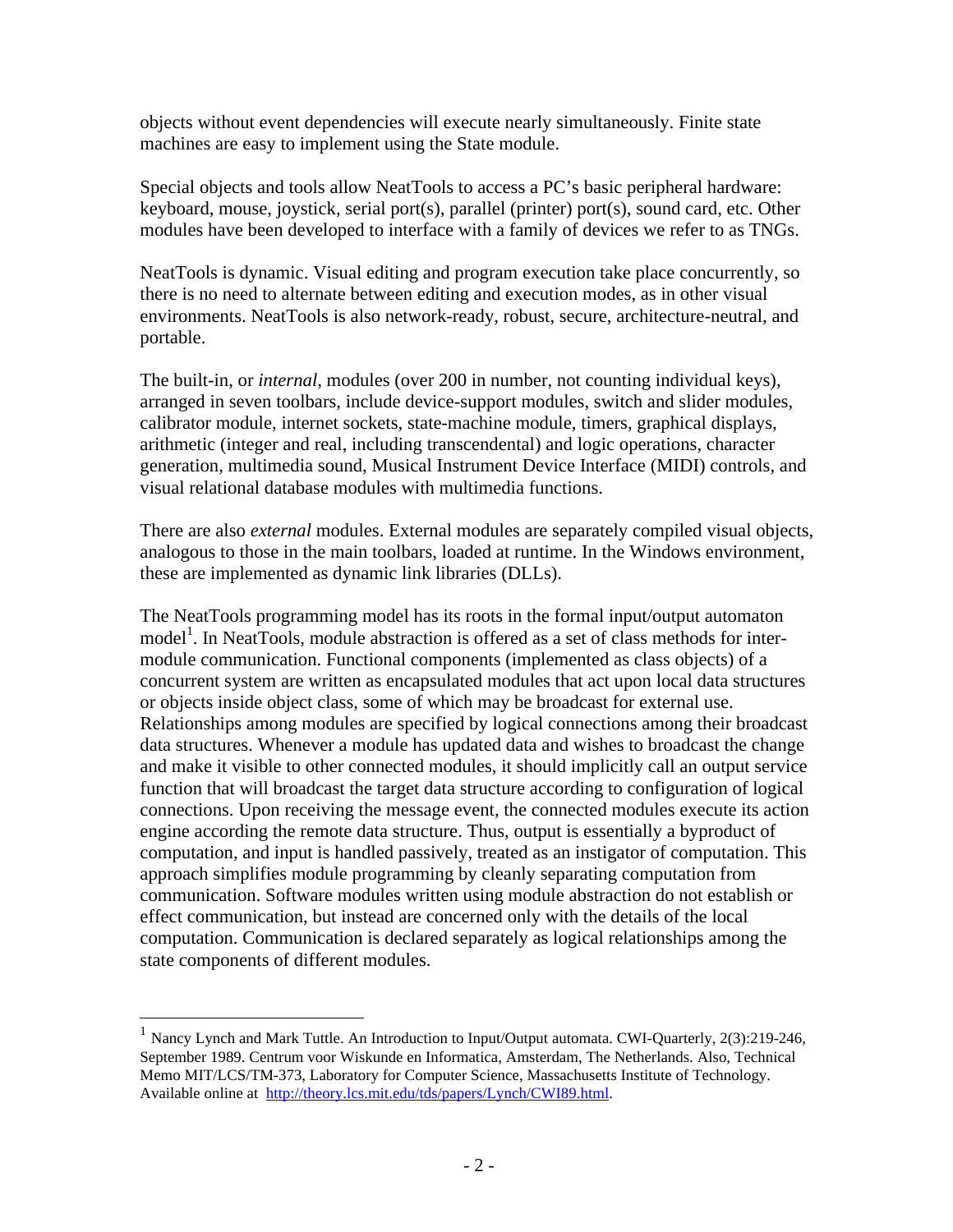objects without event dependencies will execute nearly simultaneously. Finite state machines are easy to implement using the State module.

Special objects and tools allow NeatTools to access a PC's basic peripheral hardware: keyboard, mouse, joystick, serial port(s), parallel (printer) port(s), sound card, etc. Other modules have been developed to interface with a family of devices we refer to as TNGs.

NeatTools is dynamic. Visual editing and program execution take place concurrently, so there is no need to alternate between editing and execution modes, as in other visual environments. NeatTools is also network-ready, robust, secure, architecture-neutral, and portable.

The built-in, or *internal*, modules (over 200 in number, not counting individual keys), arranged in seven toolbars, include device-support modules, switch and slider modules, calibrator module, internet sockets, state-machine module, timers, graphical displays, arithmetic (integer and real, including transcendental) and logic operations, character generation, multimedia sound, Musical Instrument Device Interface (MIDI) controls, and visual relational database modules with multimedia functions.

There are also *external* modules. External modules are separately compiled visual objects, analogous to those in the main toolbars, loaded at runtime. In the Windows environment, these are implemented as dynamic link libraries (DLLs).

The NeatTools programming model has its roots in the formal input/output automaton model[1]. In NeatTools, module abstraction is offered as a set of class methods for inter-module communication. Functional components (implemented as class objects) of a concurrent system are written as encapsulated modules that act upon local data structures or objects inside object class, some of which may be broadcast for external use. Relationships among modules are specified by logical connections among their broadcast data structures. Whenever a module has updated data and wishes to broadcast the change and make it visible to other connected modules, it should implicitly call an output service function that will broadcast the target data structure according to configuration of logical connections. Upon receiving the message event, the connected modules execute its action engine according the remote data structure. Thus, output is essentially a byproduct of computation, and input is handled passively, treated as an instigator of computation. This approach simplifies module programming by cleanly separating computation from communication. Software modules written using module abstraction do not establish or effect communication, but instead are concerned only with the details of the local computation. Communication is declared separately as logical relationships among the state components of different modules.

---

[1] Nancy Lynch and Mark Tuttle. An Introduction to Input/Output automata. CWI-Quarterly, 2(3):219-246, September 1989. Centrum voor Wiskunde en Informatica, Amsterdam, The Netherlands. Also, Technical Memo MIT/LCS/TM-373, Laboratory for Computer Science, Massachusetts Institute of Technology. Available online at http://theory.lcs.mit.edu/tds/papers/Lynch/CWI89.html.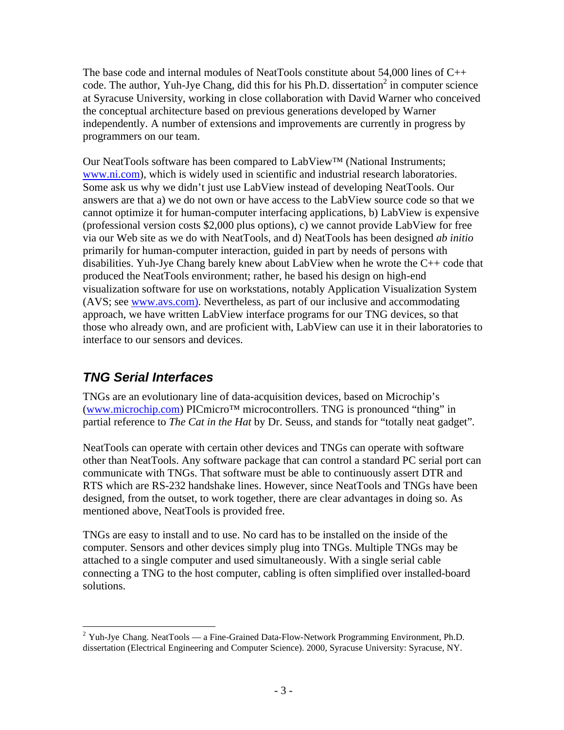The base code and internal modules of NeatTools constitute about 54,000 lines of C++ code. The author, Yuh-Jye Chang, did this for his Ph.D. dissertation[2] in computer science at Syracuse University, working in close collaboration with David Warner who conceived the conceptual architecture based on previous generations developed by Warner independently. A number of extensions and improvements are currently in progress by programmers on our team.

Our NeatTools software has been compared to LabView™ (National Instruments; www.ni.com), which is widely used in scientific and industrial research laboratories. Some ask us why we didn't just use LabView instead of developing NeatTools. Our answers are that a) we do not own or have access to the LabView source code so that we cannot optimize it for human-computer interfacing applications, b) LabView is expensive (professional version costs $2,000 plus options), c) we cannot provide LabView for free via our Web site as we do with NeatTools, and d) NeatTools has been designed *ab initio* primarily for human-computer interaction, guided in part by needs of persons with disabilities. Yuh-Jye Chang barely knew about LabView when he wrote the C++ code that produced the NeatTools environment; rather, he based his design on high-end visualization software for use on workstations, notably Application Visualization System (AVS; see www.avs.com). Nevertheless, as part of our inclusive and accommodating approach, we have written LabView interface programs for our TNG devices, so that those who already own, and are proficient with, LabView can use it in their laboratories to interface to our sensors and devices.

## *TNG Serial Interfaces*

TNGs are an evolutionary line of data-acquisition devices, based on Microchip's (www.microchip.com) PICmicro™ microcontrollers. TNG is pronounced "thing" in partial reference to *The Cat in the Hat* by Dr. Seuss, and stands for "totally neat gadget".

NeatTools can operate with certain other devices and TNGs can operate with software other than NeatTools. Any software package that can control a standard PC serial port can communicate with TNGs. That software must be able to continuously assert DTR and RTS which are RS-232 handshake lines. However, since NeatTools and TNGs have been designed, from the outset, to work together, there are clear advantages in doing so. As mentioned above, NeatTools is provided free.

TNGs are easy to install and to use. No card has to be installed on the inside of the computer. Sensors and other devices simply plug into TNGs. Multiple TNGs may be attached to a single computer and used simultaneously. With a single serial cable connecting a TNG to the host computer, cabling is often simplified over installed-board solutions.

---

[2] Yuh-Jye Chang. NeatTools — a Fine-Grained Data-Flow-Network Programming Environment, Ph.D. dissertation (Electrical Engineering and Computer Science). 2000, Syracuse University: Syracuse, NY.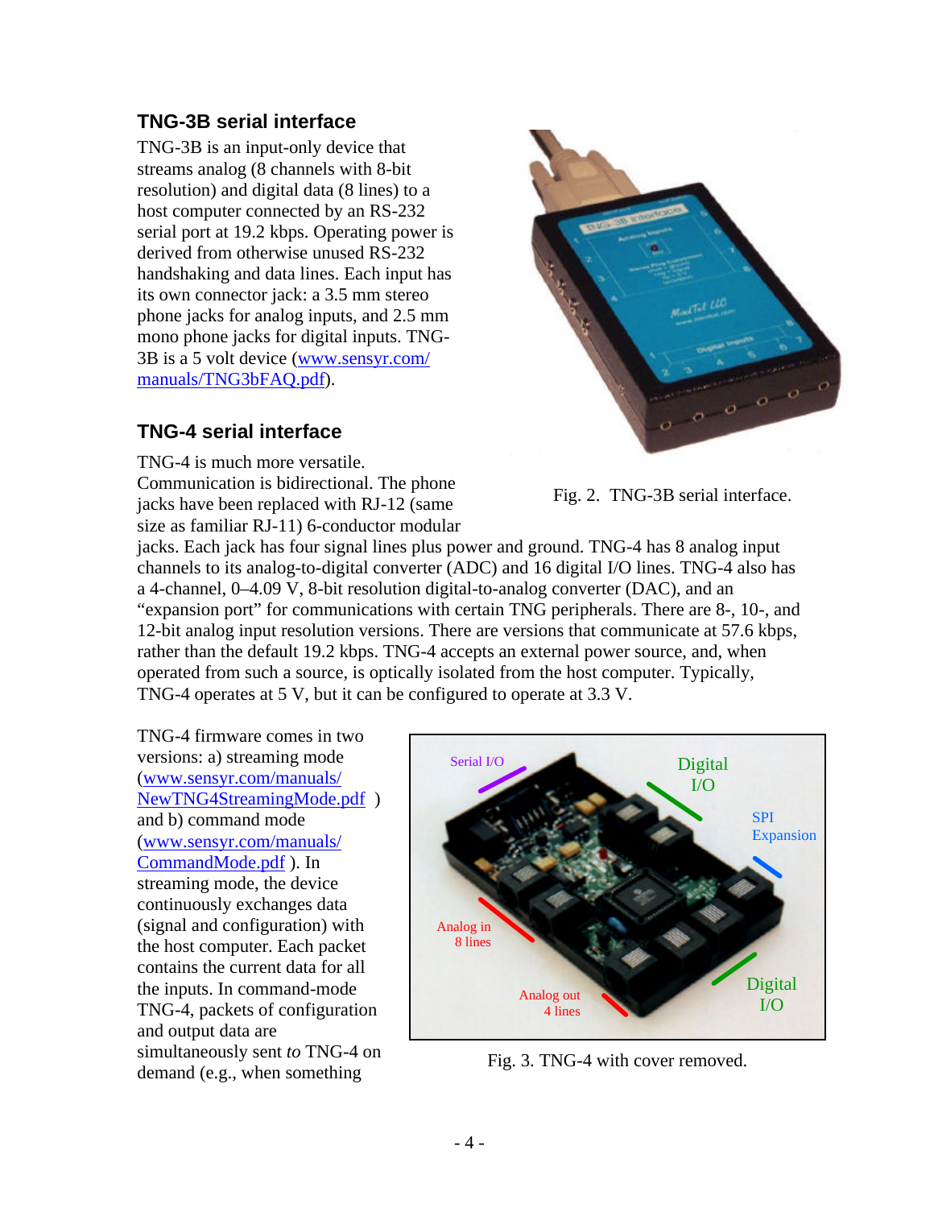### TNG-3B serial interface

TNG-3B is an input-only device that streams analog (8 channels with 8-bit resolution) and digital data (8 lines) to a host computer connected by an RS-232 serial port at 19.2 kbps. Operating power is derived from otherwise unused RS-232 handshaking and data lines. Each input has its own connector jack: a 3.5 mm stereo phone jacks for analog inputs, and 2.5 mm mono phone jacks for digital inputs. TNG-3B is a 5 volt device (www.sensyr.com/manuals/TNG3bFAQ.pdf).

Fig. 2. TNG-3B serial interface.

### TNG-4 serial interface

TNG-4 is much more versatile. Communication is bidirectional. The phone jacks have been replaced with RJ-12 (same size as familiar RJ-11) 6-conductor modular jacks. Each jack has four signal lines plus power and ground. TNG-4 has 8 analog input channels to its analog-to-digital converter (ADC) and 16 digital I/O lines. TNG-4 also has a 4-channel, 0–4.09 V, 8-bit resolution digital-to-analog converter (DAC), and an "expansion port" for communications with certain TNG peripherals. There are 8-, 10-, and 12-bit analog input resolution versions. There are versions that communicate at 57.6 kbps, rather than the default 19.2 kbps. TNG-4 accepts an external power source, and, when operated from such a source, is optically isolated from the host computer. Typically, TNG-4 operates at 5 V, but it can be configured to operate at 3.3 V.

TNG-4 firmware comes in two versions: a) streaming mode (www.sensyr.com/manuals/NewTNG4StreamingMode.pdf ) and b) command mode (www.sensyr.com/manuals/CommandMode.pdf ). In streaming mode, the device continuously exchanges data (signal and configuration) with the host computer. Each packet contains the current data for all the inputs. In command-mode TNG-4, packets of configuration and output data are simultaneously sent *to* TNG-4 on demand (e.g., when something

Fig. 3. TNG-4 with cover removed.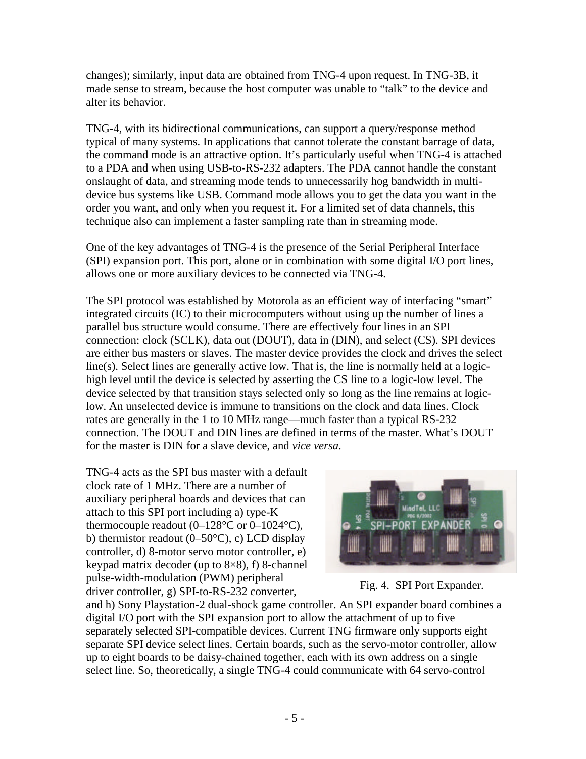changes); similarly, input data are obtained from TNG-4 upon request. In TNG-3B, it made sense to stream, because the host computer was unable to "talk" to the device and alter its behavior.

TNG-4, with its bidirectional communications, can support a query/response method typical of many systems. In applications that cannot tolerate the constant barrage of data, the command mode is an attractive option. It's particularly useful when TNG-4 is attached to a PDA and when using USB-to-RS-232 adapters. The PDA cannot handle the constant onslaught of data, and streaming mode tends to unnecessarily hog bandwidth in multi-device bus systems like USB. Command mode allows you to get the data you want in the order you want, and only when you request it. For a limited set of data channels, this technique also can implement a faster sampling rate than in streaming mode.

One of the key advantages of TNG-4 is the presence of the Serial Peripheral Interface (SPI) expansion port. This port, alone or in combination with some digital I/O port lines, allows one or more auxiliary devices to be connected via TNG-4.

The SPI protocol was established by Motorola as an efficient way of interfacing "smart" integrated circuits (IC) to their microcomputers without using up the number of lines a parallel bus structure would consume. There are effectively four lines in an SPI connection: clock (SCLK), data out (DOUT), data in (DIN), and select (CS). SPI devices are either bus masters or slaves. The master device provides the clock and drives the select line(s). Select lines are generally active low. That is, the line is normally held at a logic-high level until the device is selected by asserting the CS line to a logic-low level. The device selected by that transition stays selected only so long as the line remains at logic-low. An unselected device is immune to transitions on the clock and data lines. Clock rates are generally in the 1 to 10 MHz range—much faster than a typical RS-232 connection. The DOUT and DIN lines are defined in terms of the master. What's DOUT for the master is DIN for a slave device, and *vice versa*.

TNG-4 acts as the SPI bus master with a default clock rate of 1 MHz. There are a number of auxiliary peripheral boards and devices that can attach to this SPI port including a) type-K thermocouple readout (0–128°C or 0–1024°C), b) thermistor readout (0–50°C), c) LCD display controller, d) 8-motor servo motor controller, e) keypad matrix decoder (up to 8×8), f) 8-channel pulse-width-modulation (PWM) peripheral driver controller, g) SPI-to-RS-232 converter, and h) Sony Playstation-2 dual-shock game controller. An SPI expander board combines a digital I/O port with the SPI expansion port to allow the attachment of up to five separately selected SPI-compatible devices. Current TNG firmware only supports eight separate SPI device select lines. Certain boards, such as the servo-motor controller, allow up to eight boards to be daisy-chained together, each with its own address on a single select line. So, theoretically, a single TNG-4 could communicate with 64 servo-control

Fig. 4. SPI Port Expander.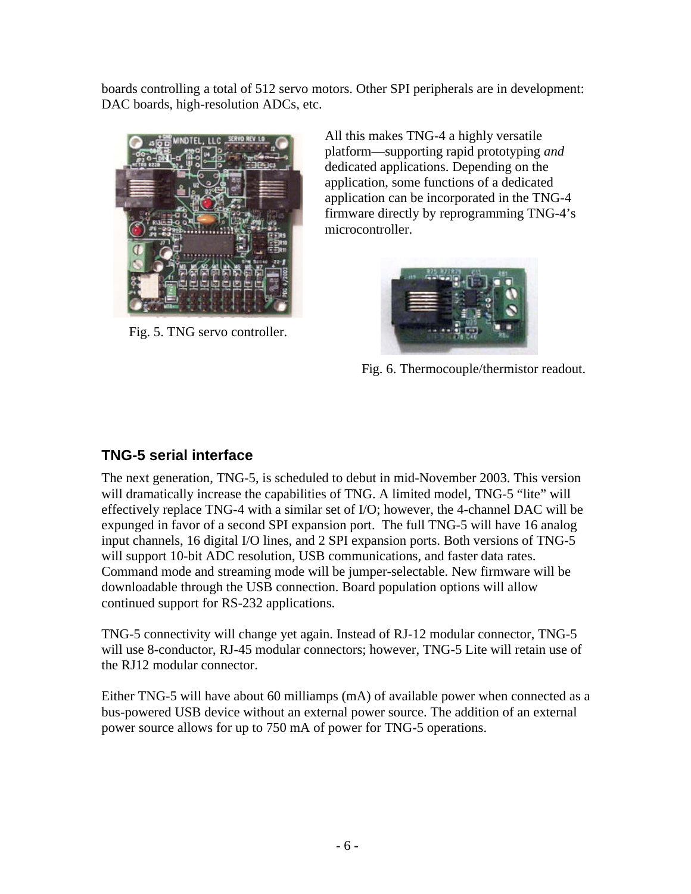boards controlling a total of 512 servo motors. Other SPI peripherals are in development: DAC boards, high-resolution ADCs, etc.

Fig. 5. TNG servo controller.

All this makes TNG-4 a highly versatile platform—supporting rapid prototyping *and* dedicated applications. Depending on the application, some functions of a dedicated application can be incorporated in the TNG-4 firmware directly by reprogramming TNG-4's microcontroller.

Fig. 6. Thermocouple/thermistor readout.

## TNG-5 serial interface

The next generation, TNG-5, is scheduled to debut in mid-November 2003. This version will dramatically increase the capabilities of TNG. A limited model, TNG-5 "lite" will effectively replace TNG-4 with a similar set of I/O; however, the 4-channel DAC will be expunged in favor of a second SPI expansion port. The full TNG-5 will have 16 analog input channels, 16 digital I/O lines, and 2 SPI expansion ports. Both versions of TNG-5 will support 10-bit ADC resolution, USB communications, and faster data rates. Command mode and streaming mode will be jumper-selectable. New firmware will be downloadable through the USB connection. Board population options will allow continued support for RS-232 applications.

TNG-5 connectivity will change yet again. Instead of RJ-12 modular connector, TNG-5 will use 8-conductor, RJ-45 modular connectors; however, TNG-5 Lite will retain use of the RJ12 modular connector.

Either TNG-5 will have about 60 milliamps (mA) of available power when connected as a bus-powered USB device without an external power source. The addition of an external power source allows for up to 750 mA of power for TNG-5 operations.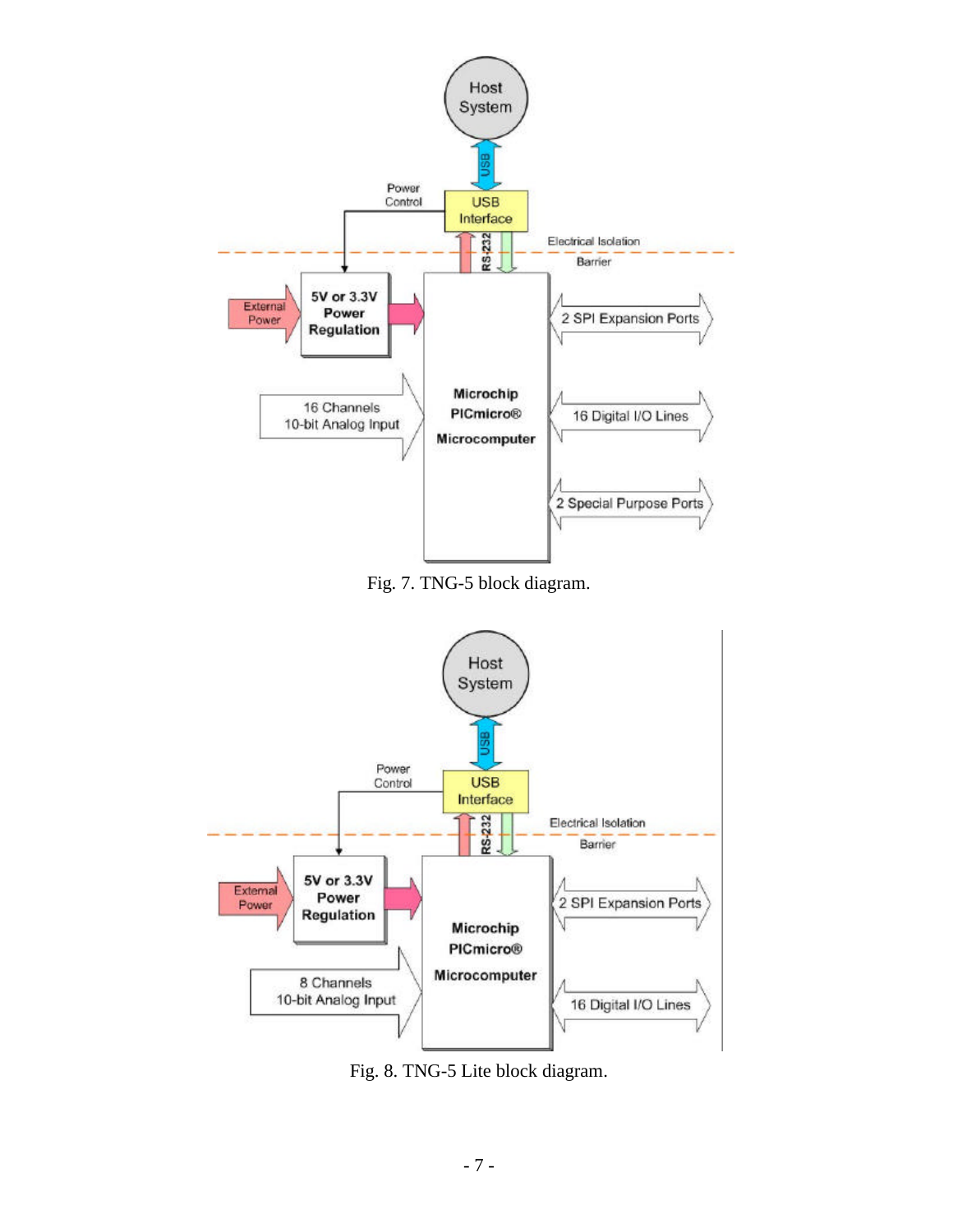Fig. 7. TNG-5 block diagram.

Fig. 8. TNG-5 Lite block diagram.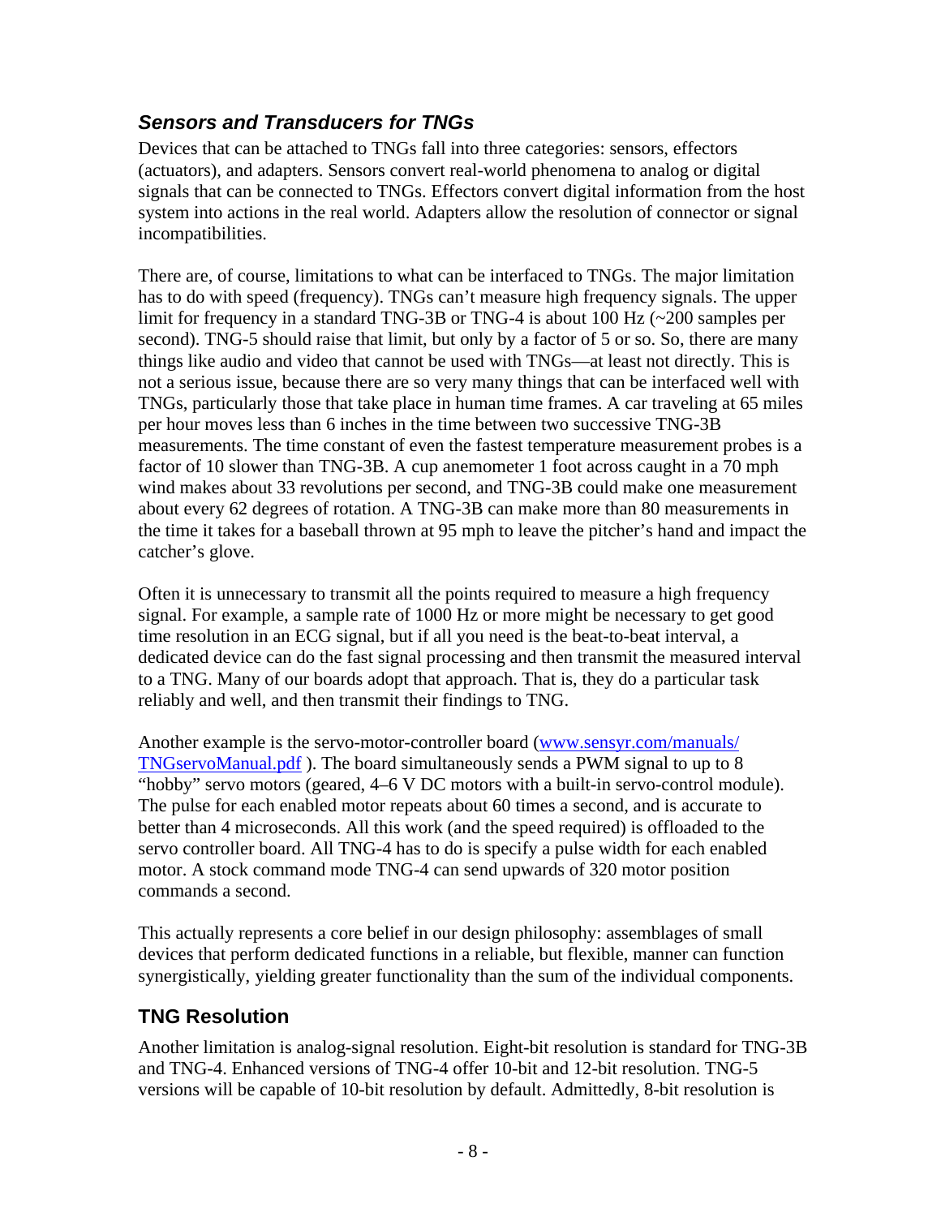## *Sensors and Transducers for TNGs*

Devices that can be attached to TNGs fall into three categories: sensors, effectors (actuators), and adapters. Sensors convert real-world phenomena to analog or digital signals that can be connected to TNGs. Effectors convert digital information from the host system into actions in the real world. Adapters allow the resolution of connector or signal incompatibilities.

There are, of course, limitations to what can be interfaced to TNGs. The major limitation has to do with speed (frequency). TNGs can't measure high frequency signals. The upper limit for frequency in a standard TNG-3B or TNG-4 is about 100 Hz (~200 samples per second). TNG-5 should raise that limit, but only by a factor of 5 or so. So, there are many things like audio and video that cannot be used with TNGs—at least not directly. This is not a serious issue, because there are so very many things that can be interfaced well with TNGs, particularly those that take place in human time frames. A car traveling at 65 miles per hour moves less than 6 inches in the time between two successive TNG-3B measurements. The time constant of even the fastest temperature measurement probes is a factor of 10 slower than TNG-3B. A cup anemometer 1 foot across caught in a 70 mph wind makes about 33 revolutions per second, and TNG-3B could make one measurement about every 62 degrees of rotation. A TNG-3B can make more than 80 measurements in the time it takes for a baseball thrown at 95 mph to leave the pitcher's hand and impact the catcher's glove.

Often it is unnecessary to transmit all the points required to measure a high frequency signal. For example, a sample rate of 1000 Hz or more might be necessary to get good time resolution in an ECG signal, but if all you need is the beat-to-beat interval, a dedicated device can do the fast signal processing and then transmit the measured interval to a TNG. Many of our boards adopt that approach. That is, they do a particular task reliably and well, and then transmit their findings to TNG.

Another example is the servo-motor-controller board ([www.sensyr.com/manuals/TNGservoManual.pdf](www.sensyr.com/manuals/TNGservoManual.pdf) ). The board simultaneously sends a PWM signal to up to 8 "hobby" servo motors (geared, 4–6 V DC motors with a built-in servo-control module). The pulse for each enabled motor repeats about 60 times a second, and is accurate to better than 4 microseconds. All this work (and the speed required) is offloaded to the servo controller board. All TNG-4 has to do is specify a pulse width for each enabled motor. A stock command mode TNG-4 can send upwards of 320 motor position commands a second.

This actually represents a core belief in our design philosophy: assemblages of small devices that perform dedicated functions in a reliable, but flexible, manner can function synergistically, yielding greater functionality than the sum of the individual components.

## TNG Resolution

Another limitation is analog-signal resolution. Eight-bit resolution is standard for TNG-3B and TNG-4. Enhanced versions of TNG-4 offer 10-bit and 12-bit resolution. TNG-5 versions will be capable of 10-bit resolution by default. Admittedly, 8-bit resolution is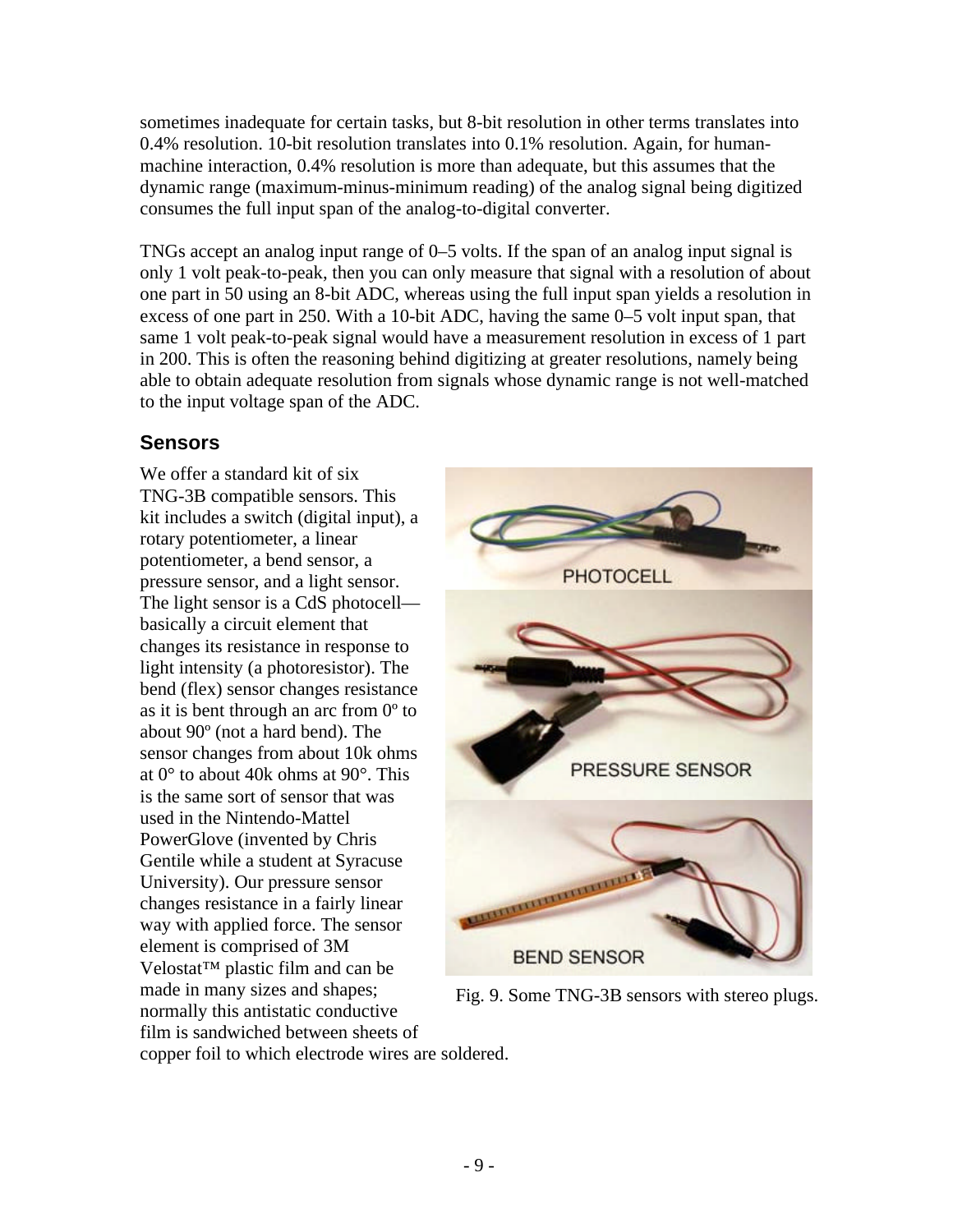sometimes inadequate for certain tasks, but 8-bit resolution in other terms translates into 0.4% resolution. 10-bit resolution translates into 0.1% resolution. Again, for human-machine interaction, 0.4% resolution is more than adequate, but this assumes that the dynamic range (maximum-minus-minimum reading) of the analog signal being digitized consumes the full input span of the analog-to-digital converter.

TNGs accept an analog input range of 0–5 volts. If the span of an analog input signal is only 1 volt peak-to-peak, then you can only measure that signal with a resolution of about one part in 50 using an 8-bit ADC, whereas using the full input span yields a resolution in excess of one part in 250. With a 10-bit ADC, having the same 0–5 volt input span, that same 1 volt peak-to-peak signal would have a measurement resolution in excess of 1 part in 200. This is often the reasoning behind digitizing at greater resolutions, namely being able to obtain adequate resolution from signals whose dynamic range is not well-matched to the input voltage span of the ADC.

## Sensors

We offer a standard kit of six TNG-3B compatible sensors. This kit includes a switch (digital input), a rotary potentiometer, a linear potentiometer, a bend sensor, a pressure sensor, and a light sensor. The light sensor is a CdS photocell—basically a circuit element that changes its resistance in response to light intensity (a photoresistor). The bend (flex) sensor changes resistance as it is bent through an arc from 0º to about 90º (not a hard bend). The sensor changes from about 10k ohms at 0° to about 40k ohms at 90°. This is the same sort of sensor that was used in the Nintendo-Mattel PowerGlove (invented by Chris Gentile while a student at Syracuse University). Our pressure sensor changes resistance in a fairly linear way with applied force. The sensor element is comprised of 3M Velostat™ plastic film and can be made in many sizes and shapes; normally this antistatic conductive film is sandwiched between sheets of copper foil to which electrode wires are soldered.

Fig. 9. Some TNG-3B sensors with stereo plugs.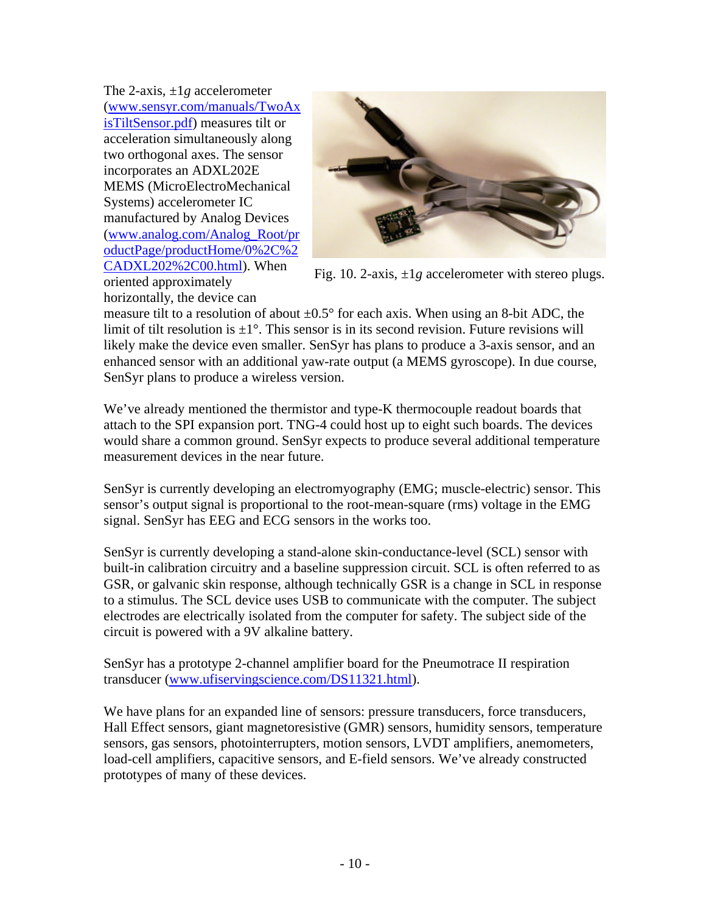The 2-axis, ±1*g* accelerometer ([www.sensyr.com/manuals/TwoAxisTiltSensor.pdf](www.sensyr.com/manuals/TwoAxisTiltSensor.pdf)) measures tilt or acceleration simultaneously along two orthogonal axes. The sensor incorporates an ADXL202E MEMS (MicroElectroMechanical Systems) accelerometer IC manufactured by Analog Devices ([www.analog.com/Analog_Root/productPage/productHome/0%2C%2CADXL202%2C00.html](www.analog.com/Analog_Root/productPage/productHome/0%2C%2CADXL202%2C00.html)). When oriented approximately horizontally, the device can measure tilt to a resolution of about ±0.5° for each axis. When using an 8-bit ADC, the limit of tilt resolution is ±1°. This sensor is in its second revision. Future revisions will likely make the device even smaller. SenSyr has plans to produce a 3-axis sensor, and an enhanced sensor with an additional yaw-rate output (a MEMS gyroscope). In due course, SenSyr plans to produce a wireless version.

Fig. 10. 2-axis, ±1*g* accelerometer with stereo plugs.

We've already mentioned the thermistor and type-K thermocouple readout boards that attach to the SPI expansion port. TNG-4 could host up to eight such boards. The devices would share a common ground. SenSyr expects to produce several additional temperature measurement devices in the near future.

SenSyr is currently developing an electromyography (EMG; muscle-electric) sensor. This sensor's output signal is proportional to the root-mean-square (rms) voltage in the EMG signal. SenSyr has EEG and ECG sensors in the works too.

SenSyr is currently developing a stand-alone skin-conductance-level (SCL) sensor with built-in calibration circuitry and a baseline suppression circuit. SCL is often referred to as GSR, or galvanic skin response, although technically GSR is a change in SCL in response to a stimulus. The SCL device uses USB to communicate with the computer. The subject electrodes are electrically isolated from the computer for safety. The subject side of the circuit is powered with a 9V alkaline battery.

SenSyr has a prototype 2-channel amplifier board for the Pneumotrace II respiration transducer ([www.ufiservingscience.com/DS11321.html](www.ufiservingscience.com/DS11321.html)).

We have plans for an expanded line of sensors: pressure transducers, force transducers, Hall Effect sensors, giant magnetoresistive (GMR) sensors, humidity sensors, temperature sensors, gas sensors, photointerrupters, motion sensors, LVDT amplifiers, anemometers, load-cell amplifiers, capacitive sensors, and E-field sensors. We've already constructed prototypes of many of these devices.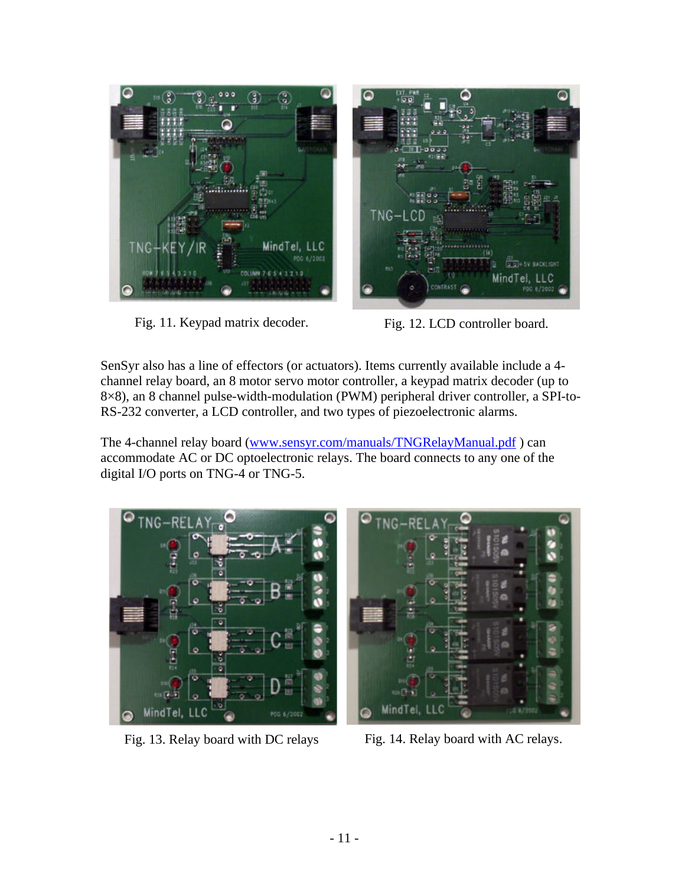Fig. 11. Keypad matrix decoder.

Fig. 12. LCD controller board.

SenSyr also has a line of effectors (or actuators). Items currently available include a 4-channel relay board, an 8 motor servo motor controller, a keypad matrix decoder (up to 8×8), an 8 channel pulse-width-modulation (PWM) peripheral driver controller, a SPI-to-RS-232 converter, a LCD controller, and two types of piezoelectronic alarms.

The 4-channel relay board ([www.sensyr.com/manuals/TNGRelayManual.pdf](www.sensyr.com/manuals/TNGRelayManual.pdf) ) can accommodate AC or DC optoelectronic relays. The board connects to any one of the digital I/O ports on TNG-4 or TNG-5.

Fig. 13. Relay board with DC relays

Fig. 14. Relay board with AC relays.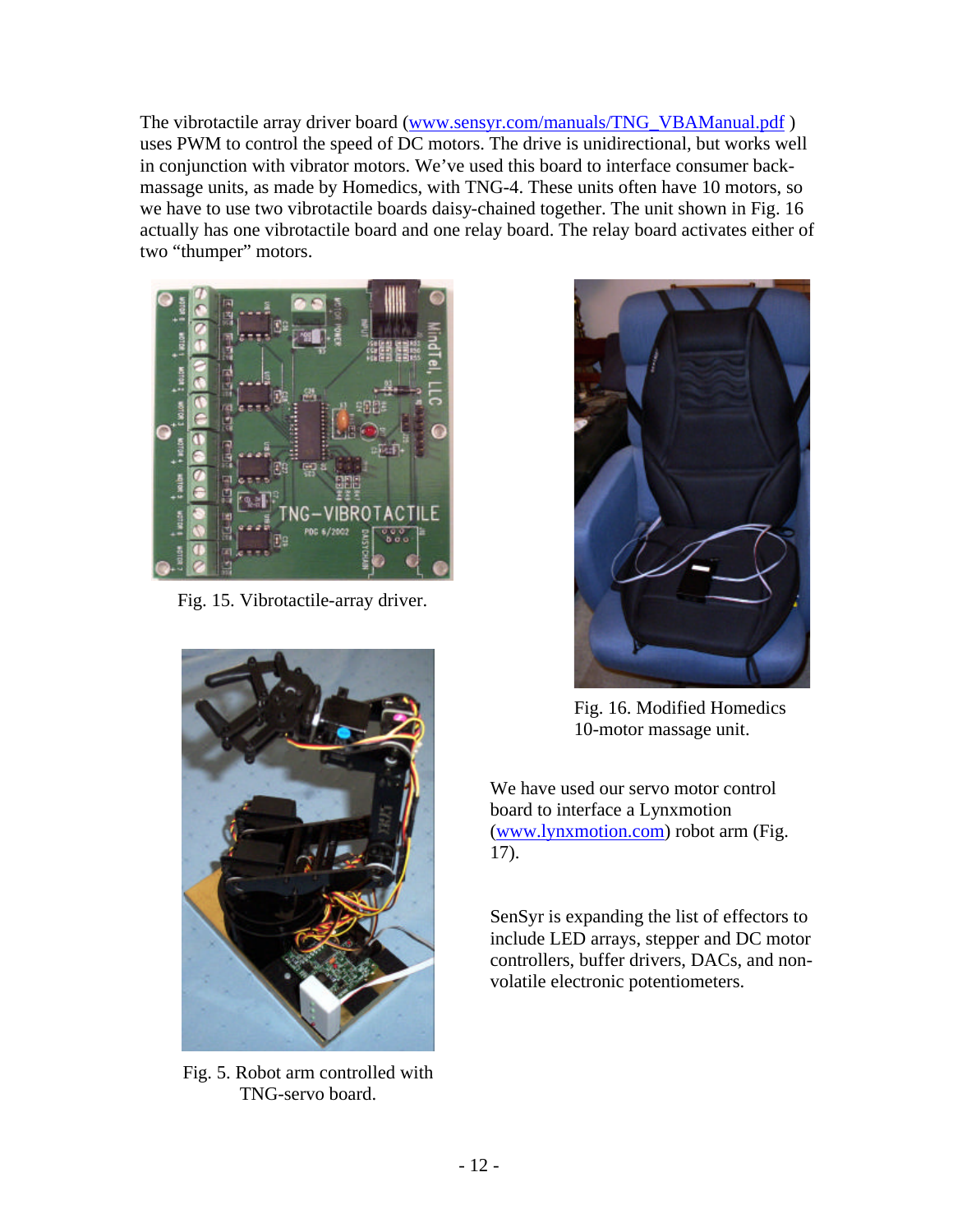The vibrotactile array driver board (www.sensyr.com/manuals/TNG_VBAManual.pdf ) uses PWM to control the speed of DC motors. The drive is unidirectional, but works well in conjunction with vibrator motors. We've used this board to interface consumer back-massage units, as made by Homedics, with TNG-4. These units often have 10 motors, so we have to use two vibrotactile boards daisy-chained together. The unit shown in Fig. 16 actually has one vibrotactile board and one relay board. The relay board activates either of two "thumper" motors.

Fig. 15. Vibrotactile-array driver.

Fig. 16. Modified Homedics 10-motor massage unit.

Fig. 5. Robot arm controlled with TNG-servo board.

We have used our servo motor control board to interface a Lynxmotion (www.lynxmotion.com) robot arm (Fig. 17).

SenSyr is expanding the list of effectors to include LED arrays, stepper and DC motor controllers, buffer drivers, DACs, and non-volatile electronic potentiometers.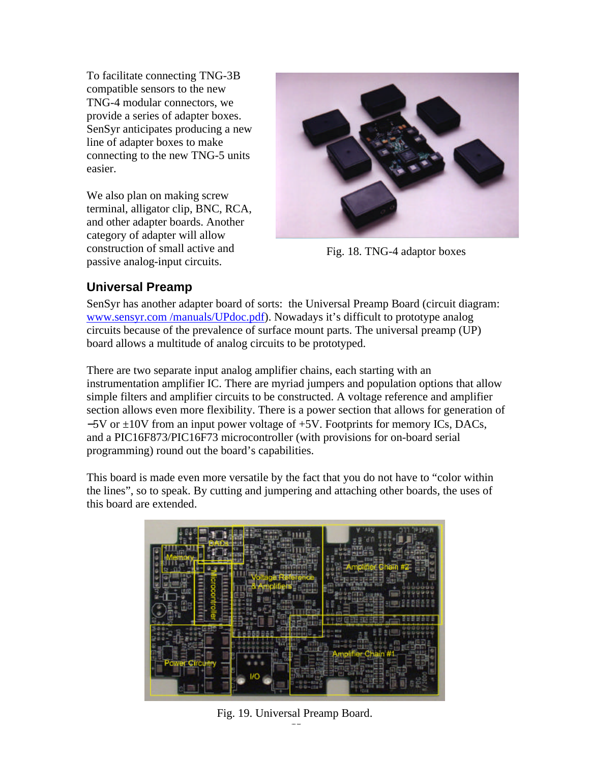To facilitate connecting TNG-3B compatible sensors to the new TNG-4 modular connectors, we provide a series of adapter boxes. SenSyr anticipates producing a new line of adapter boxes to make connecting to the new TNG-5 units easier.

We also plan on making screw terminal, alligator clip, BNC, RCA, and other adapter boards. Another category of adapter will allow construction of small active and passive analog-input circuits.

Fig. 18. TNG-4 adaptor boxes

## Universal Preamp

SenSyr has another adapter board of sorts: the Universal Preamp Board (circuit diagram: www.sensyr.com /manuals/UPdoc.pdf). Nowadays it's difficult to prototype analog circuits because of the prevalence of surface mount parts. The universal preamp (UP) board allows a multitude of analog circuits to be prototyped.

There are two separate input analog amplifier chains, each starting with an instrumentation amplifier IC. There are myriad jumpers and population options that allow simple filters and amplifier circuits to be constructed. A voltage reference and amplifier section allows even more flexibility. There is a power section that allows for generation of −5V or ±10V from an input power voltage of +5V. Footprints for memory ICs, DACs, and a PIC16F873/PIC16F73 microcontroller (with provisions for on-board serial programming) round out the board's capabilities.

This board is made even more versatile by the fact that you do not have to "color within the lines", so to speak. By cutting and jumpering and attaching other boards, the uses of this board are extended.

Fig. 19. Universal Preamp Board.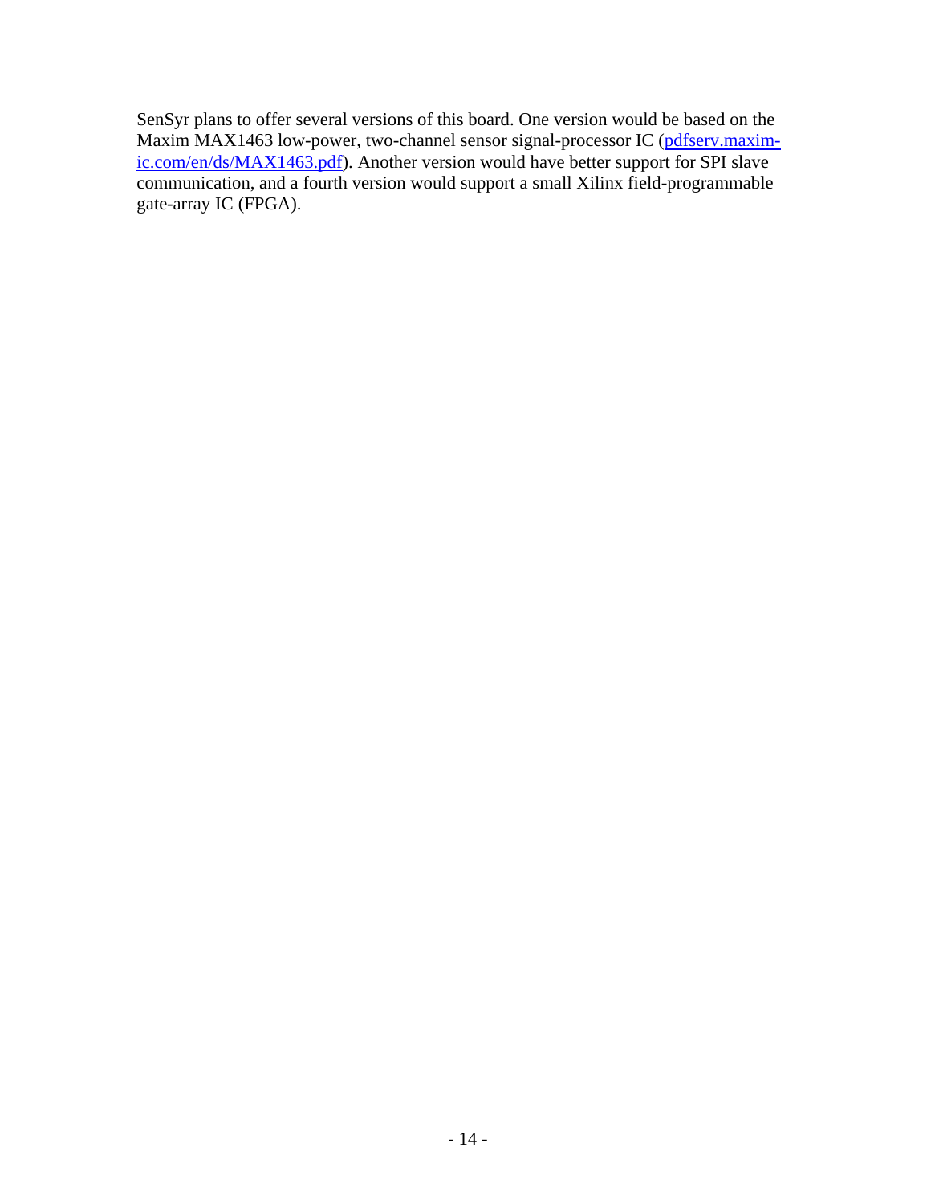SenSyr plans to offer several versions of this board. One version would be based on the Maxim MAX1463 low-power, two-channel sensor signal-processor IC ([pdfserv.maxim-ic.com/en/ds/MAX1463.pdf](pdfserv.maxim-ic.com/en/ds/MAX1463.pdf)). Another version would have better support for SPI slave communication, and a fourth version would support a small Xilinx field-programmable gate-array IC (FPGA).